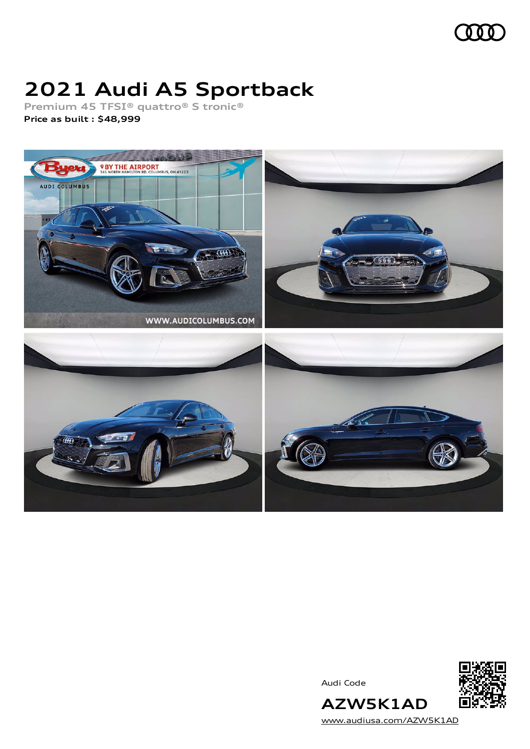# 2021 Audi A5 Sportback

**Premium 45 TFSI® quattro® S tronic®**

**Price as built : $48,999**

Audi Code

**AZW5K1AD**

www.audiusa.com/AZW5K1AD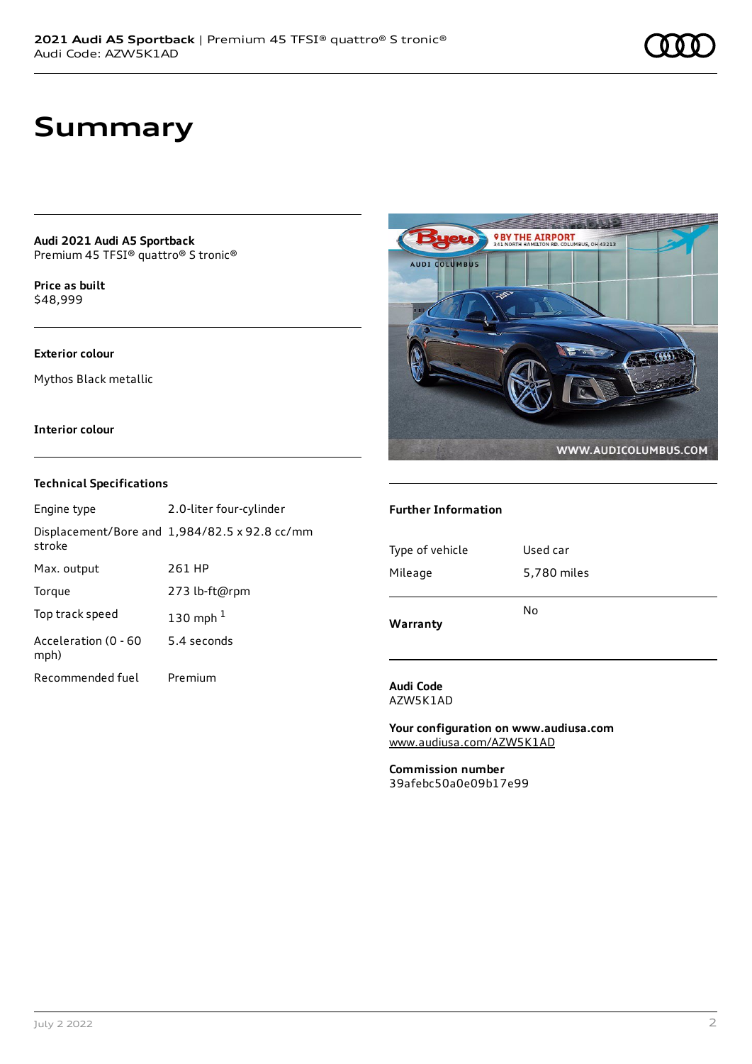# Summary

**Audi 2021 Audi A5 Sportback**
Premium 45 TFSI® quattro® S tronic®

**Price as built**
$48,999

**Exterior colour**

Mythos Black metallic

**Interior colour**

### Technical Specifications

| | |
|---|---|
| Engine type | 2.0-liter four-cylinder |
| Displacement/Bore and stroke | 1,984/82.5 x 92.8 cc/mm |
| Max. output | 261 HP |
| Torque | 273 lb-ft@rpm |
| Top track speed | 130 mph [1] |
| Acceleration (0 - 60 mph) | 5.4 seconds |
| Recommended fuel | Premium |

### Further Information

| | |
|---|---|
| Type of vehicle | Used car |
| Mileage | 5,780 miles |
| **Warranty** | No |

**Audi Code**
AZW5K1AD

**Your configuration on www.audiusa.com**
www.audiusa.com/AZW5K1AD

**Commission number**
39afebc50a0e09b17e99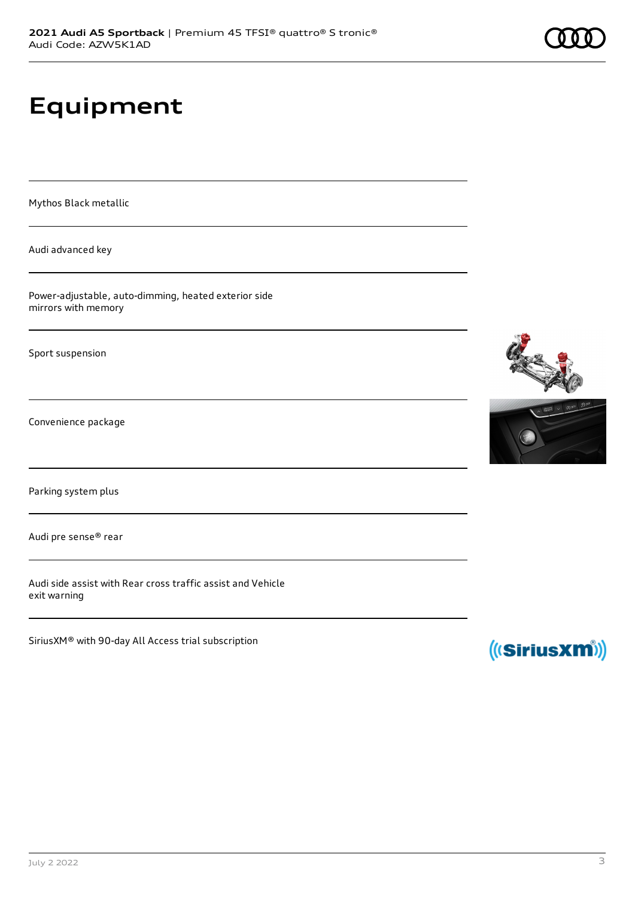# Equipment

Mythos Black metallic

Audi advanced key

Power-adjustable, auto-dimming, heated exterior side mirrors with memory

Sport suspension

Convenience package

Parking system plus

Audi pre sense® rear

Audi side assist with Rear cross traffic assist and Vehicle exit warning

SiriusXM® with 90-day All Access trial subscription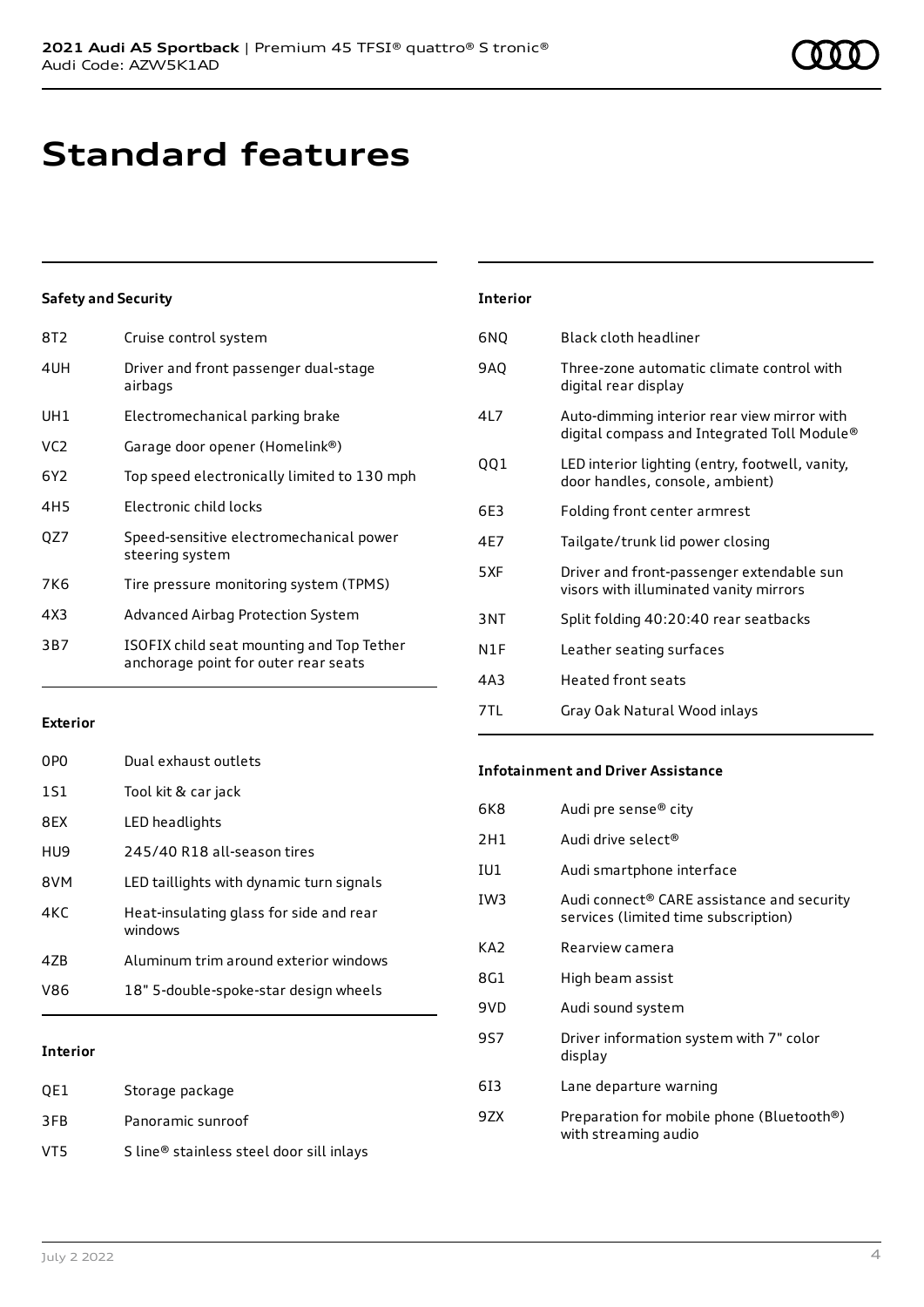# Standard features

### Safety and Security

| | |
|---|---|
| 8T2 | Cruise control system |
| 4UH | Driver and front passenger dual-stage airbags |
| UH1 | Electromechanical parking brake |
| VC2 | Garage door opener (Homelink®) |
| 6Y2 | Top speed electronically limited to 130 mph |
| 4H5 | Electronic child locks |
| QZ7 | Speed-sensitive electromechanical power steering system |
| 7K6 | Tire pressure monitoring system (TPMS) |
| 4X3 | Advanced Airbag Protection System |
| 3B7 | ISOFIX child seat mounting and Top Tether anchorage point for outer rear seats |

### Exterior

| | |
|---|---|
| 0P0 | Dual exhaust outlets |
| 1S1 | Tool kit & car jack |
| 8EX | LED headlights |
| HU9 | 245/40 R18 all-season tires |
| 8VM | LED taillights with dynamic turn signals |
| 4KC | Heat-insulating glass for side and rear windows |
| 4ZB | Aluminum trim around exterior windows |
| V86 | 18" 5-double-spoke-star design wheels |

### Interior

| | |
|---|---|
| QE1 | Storage package |
| 3FB | Panoramic sunroof |
| VT5 | S line® stainless steel door sill inlays |

### Interior

| | |
|---|---|
| 6NQ | Black cloth headliner |
| 9AQ | Three-zone automatic climate control with digital rear display |
| 4L7 | Auto-dimming interior rear view mirror with digital compass and Integrated Toll Module® |
| QQ1 | LED interior lighting (entry, footwell, vanity, door handles, console, ambient) |
| 6E3 | Folding front center armrest |
| 4E7 | Tailgate/trunk lid power closing |
| 5XF | Driver and front-passenger extendable sun visors with illuminated vanity mirrors |
| 3NT | Split folding 40:20:40 rear seatbacks |
| N1F | Leather seating surfaces |
| 4A3 | Heated front seats |
| 7TL | Gray Oak Natural Wood inlays |

### Infotainment and Driver Assistance

| | |
|---|---|
| 6K8 | Audi pre sense® city |
| 2H1 | Audi drive select® |
| IU1 | Audi smartphone interface |
| IW3 | Audi connect® CARE assistance and security services (limited time subscription) |
| KA2 | Rearview camera |
| 8G1 | High beam assist |
| 9VD | Audi sound system |
| 9S7 | Driver information system with 7" color display |
| 6I3 | Lane departure warning |
| 9ZX | Preparation for mobile phone (Bluetooth®) with streaming audio |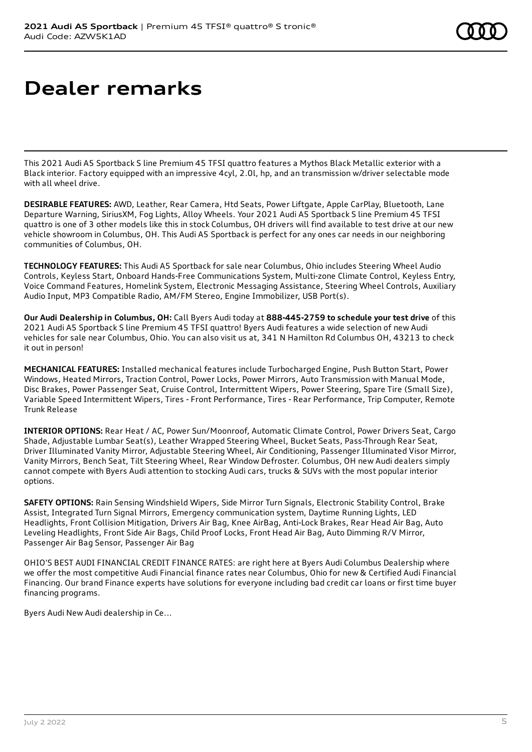# Dealer remarks

This 2021 Audi A5 Sportback S line Premium 45 TFSI quattro features a Mythos Black Metallic exterior with a Black interior. Factory equipped with an impressive 4cyl, 2.0l, hp, and an transmission w/driver selectable mode with all wheel drive.

**DESIRABLE FEATURES:** AWD, Leather, Rear Camera, Htd Seats, Power Liftgate, Apple CarPlay, Bluetooth, Lane Departure Warning, SiriusXM, Fog Lights, Alloy Wheels. Your 2021 Audi A5 Sportback S line Premium 45 TFSI quattro is one of 3 other models like this in stock Columbus, OH drivers will find available to test drive at our new vehicle showroom in Columbus, OH. This Audi A5 Sportback is perfect for any ones car needs in our neighboring communities of Columbus, OH.

**TECHNOLOGY FEATURES:** This Audi A5 Sportback for sale near Columbus, Ohio includes Steering Wheel Audio Controls, Keyless Start, Onboard Hands-Free Communications System, Multi-zone Climate Control, Keyless Entry, Voice Command Features, Homelink System, Electronic Messaging Assistance, Steering Wheel Controls, Auxiliary Audio Input, MP3 Compatible Radio, AM/FM Stereo, Engine Immobilizer, USB Port(s).

**Our Audi Dealership in Columbus, OH:** Call Byers Audi today at **888-445-2759 to schedule your test drive** of this 2021 Audi A5 Sportback S line Premium 45 TFSI quattro! Byers Audi features a wide selection of new Audi vehicles for sale near Columbus, Ohio. You can also visit us at, 341 N Hamilton Rd Columbus OH, 43213 to check it out in person!

**MECHANICAL FEATURES:** Installed mechanical features include Turbocharged Engine, Push Button Start, Power Windows, Heated Mirrors, Traction Control, Power Locks, Power Mirrors, Auto Transmission with Manual Mode, Disc Brakes, Power Passenger Seat, Cruise Control, Intermittent Wipers, Power Steering, Spare Tire (Small Size), Variable Speed Intermittent Wipers, Tires - Front Performance, Tires - Rear Performance, Trip Computer, Remote Trunk Release

**INTERIOR OPTIONS:** Rear Heat / AC, Power Sun/Moonroof, Automatic Climate Control, Power Drivers Seat, Cargo Shade, Adjustable Lumbar Seat(s), Leather Wrapped Steering Wheel, Bucket Seats, Pass-Through Rear Seat, Driver Illuminated Vanity Mirror, Adjustable Steering Wheel, Air Conditioning, Passenger Illuminated Visor Mirror, Vanity Mirrors, Bench Seat, Tilt Steering Wheel, Rear Window Defroster. Columbus, OH new Audi dealers simply cannot compete with Byers Audi attention to stocking Audi cars, trucks & SUVs with the most popular interior options.

**SAFETY OPTIONS:** Rain Sensing Windshield Wipers, Side Mirror Turn Signals, Electronic Stability Control, Brake Assist, Integrated Turn Signal Mirrors, Emergency communication system, Daytime Running Lights, LED Headlights, Front Collision Mitigation, Drivers Air Bag, Knee AirBag, Anti-Lock Brakes, Rear Head Air Bag, Auto Leveling Headlights, Front Side Air Bags, Child Proof Locks, Front Head Air Bag, Auto Dimming R/V Mirror, Passenger Air Bag Sensor, Passenger Air Bag

OHIO'S BEST AUDI FINANCIAL CREDIT FINANCE RATES: are right here at Byers Audi Columbus Dealership where we offer the most competitive Audi Financial finance rates near Columbus, Ohio for new & Certified Audi Financial Financing. Our brand Finance experts have solutions for everyone including bad credit car loans or first time buyer financing programs.

Byers Audi New Audi dealership in Ce...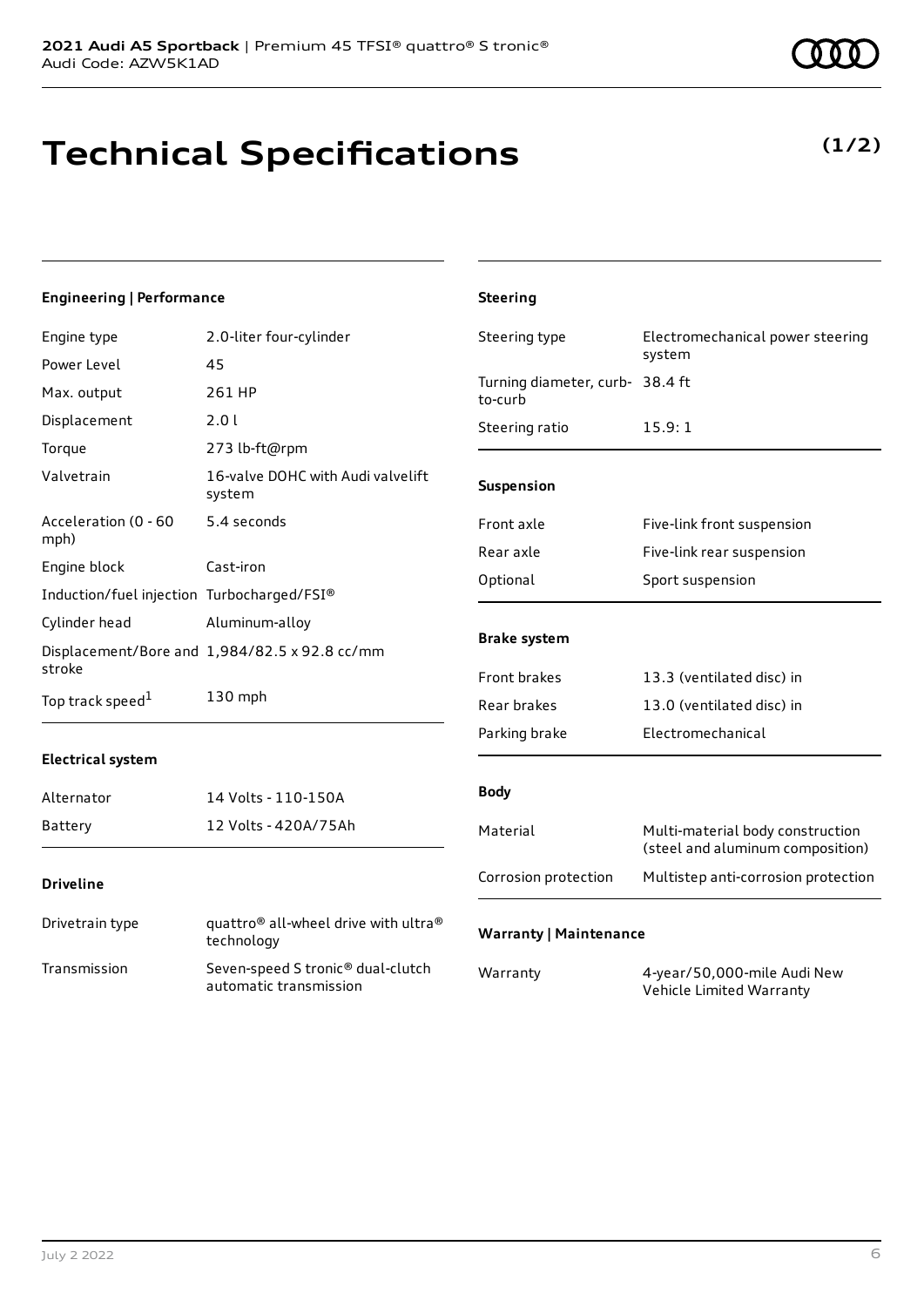# Technical Specifications

**(1/2)**

### Engineering | Performance

| | |
|---|---|
| Engine type | 2.0-liter four-cylinder |
| Power Level | 45 |
| Max. output | 261 HP |
| Displacement | 2.0 l |
| Torque | 273 lb-ft@rpm |
| Valvetrain | 16-valve DOHC with Audi valvelift system |
| Acceleration (0 - 60 mph) | 5.4 seconds |
| Engine block | Cast-iron |
| Induction/fuel injection | Turbocharged/FSI® |
| Cylinder head | Aluminum-alloy |
| Displacement/Bore and stroke | 1,984/82.5 x 92.8 cc/mm |
| Top track speed[1] | 130 mph |

### Electrical system

| | |
|---|---|
| Alternator | 14 Volts - 110-150A |
| Battery | 12 Volts - 420A/75Ah |

### Driveline

| | |
|---|---|
| Drivetrain type | quattro® all-wheel drive with ultra® technology |
| Transmission | Seven-speed S tronic® dual-clutch automatic transmission |

### Steering

| | |
|---|---|
| Steering type | Electromechanical power steering system |
| Turning diameter, curb-to-curb | 38.4 ft |
| Steering ratio | 15.9: 1 |

### Suspension

| | |
|---|---|
| Front axle | Five-link front suspension |
| Rear axle | Five-link rear suspension |
| Optional | Sport suspension |

### Brake system

| | |
|---|---|
| Front brakes | 13.3 (ventilated disc) in |
| Rear brakes | 13.0 (ventilated disc) in |
| Parking brake | Electromechanical |

### Body

| | |
|---|---|
| Material | Multi-material body construction (steel and aluminum composition) |
| Corrosion protection | Multistep anti-corrosion protection |

### Warranty | Maintenance

| | |
|---|---|
| Warranty | 4-year/50,000-mile Audi New Vehicle Limited Warranty |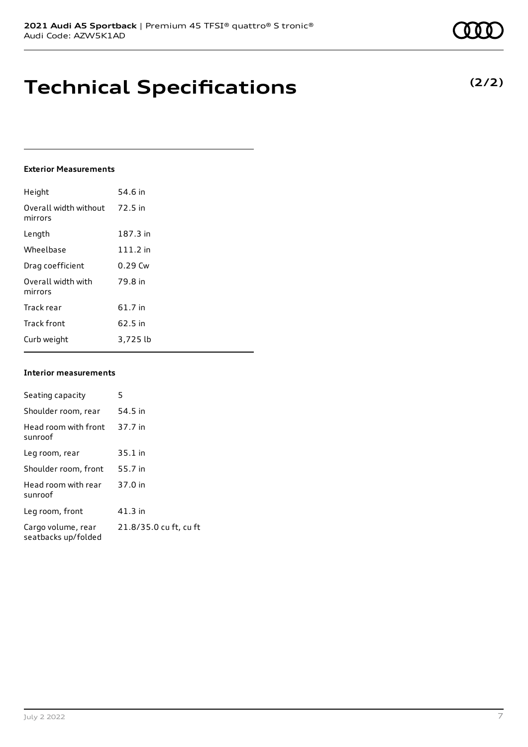# Technical Specifications

**(2/2)**

### Exterior Measurements

| | |
|---|---|
| Height | 54.6 in |
| Overall width without mirrors | 72.5 in |
| Length | 187.3 in |
| Wheelbase | 111.2 in |
| Drag coefficient | 0.29 Cw |
| Overall width with mirrors | 79.8 in |
| Track rear | 61.7 in |
| Track front | 62.5 in |
| Curb weight | 3,725 lb |

### Interior measurements

| | |
|---|---|
| Seating capacity | 5 |
| Shoulder room, rear | 54.5 in |
| Head room with front sunroof | 37.7 in |
| Leg room, rear | 35.1 in |
| Shoulder room, front | 55.7 in |
| Head room with rear sunroof | 37.0 in |
| Leg room, front | 41.3 in |
| Cargo volume, rear seatbacks up/folded | 21.8/35.0 cu ft, cu ft |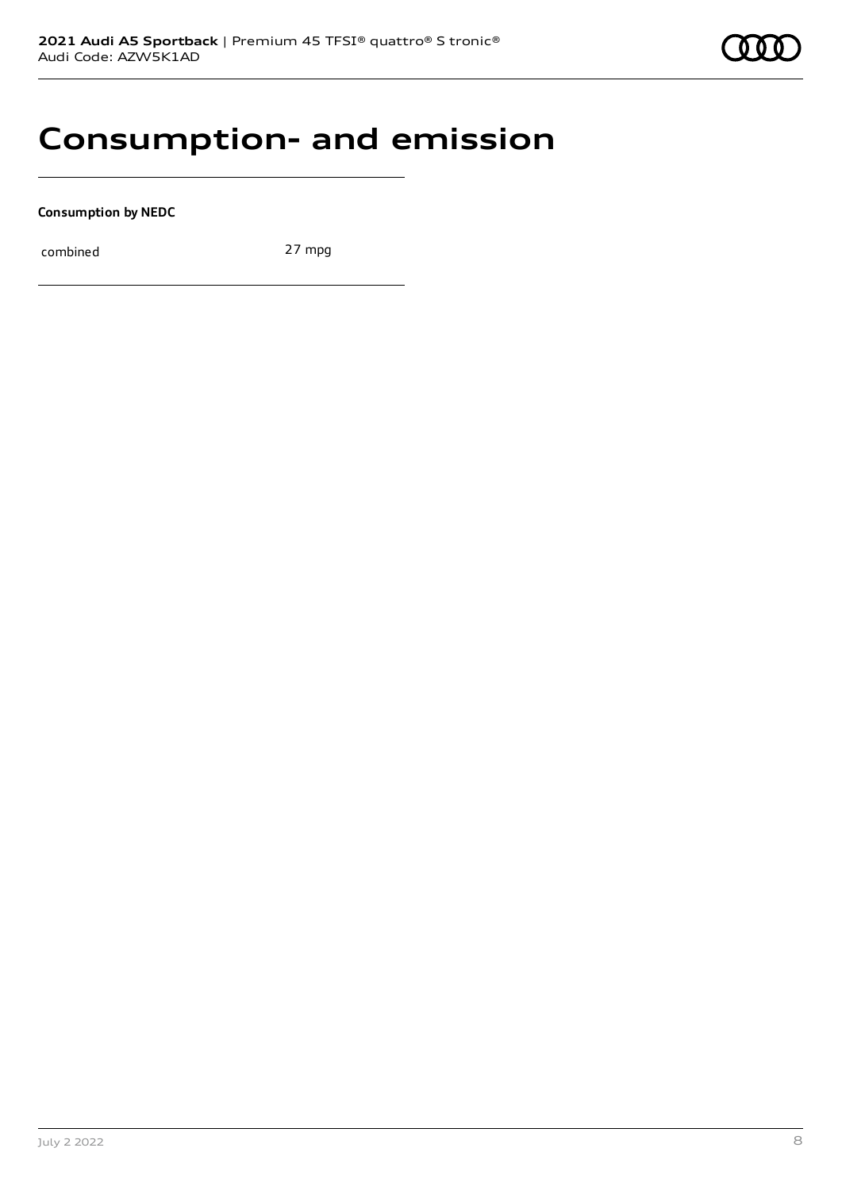# Consumption- and emission

**Consumption by NEDC**

| combined | 27 mpg |
|---|---|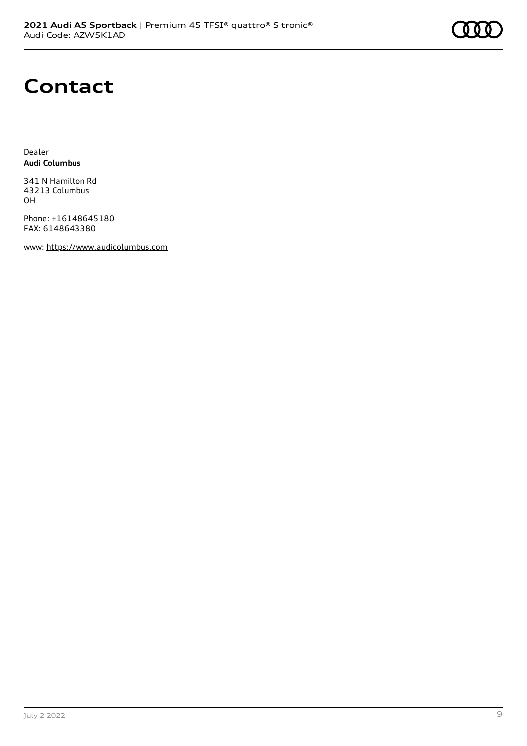# Contact

Dealer
**Audi Columbus**

341 N Hamilton Rd
43213 Columbus
OH

Phone: +16148645180
FAX: 6148643380

www: https://www.audicolumbus.com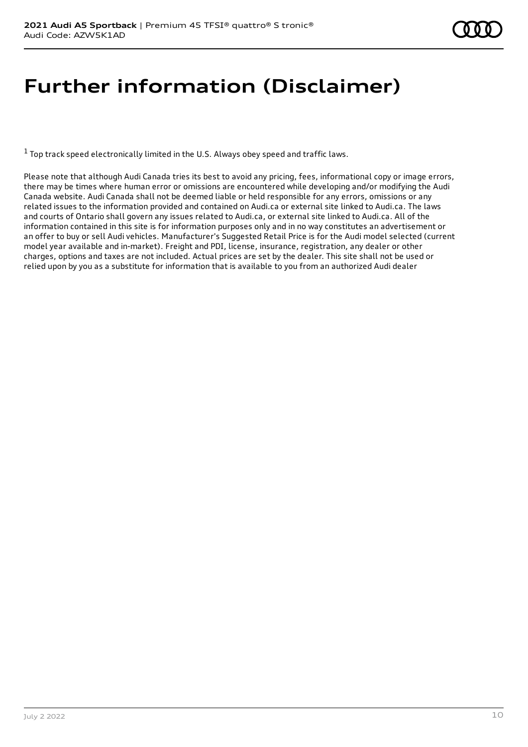# Further information (Disclaimer)

[1] Top track speed electronically limited in the U.S. Always obey speed and traffic laws.

Please note that although Audi Canada tries its best to avoid any pricing, fees, informational copy or image errors, there may be times where human error or omissions are encountered while developing and/or modifying the Audi Canada website. Audi Canada shall not be deemed liable or held responsible for any errors, omissions or any related issues to the information provided and contained on Audi.ca or external site linked to Audi.ca. The laws and courts of Ontario shall govern any issues related to Audi.ca, or external site linked to Audi.ca. All of the information contained in this site is for information purposes only and in no way constitutes an advertisement or an offer to buy or sell Audi vehicles. Manufacturer's Suggested Retail Price is for the Audi model selected (current model year available and in-market). Freight and PDI, license, insurance, registration, any dealer or other charges, options and taxes are not included. Actual prices are set by the dealer. This site shall not be used or relied upon by you as a substitute for information that is available to you from an authorized Audi dealer